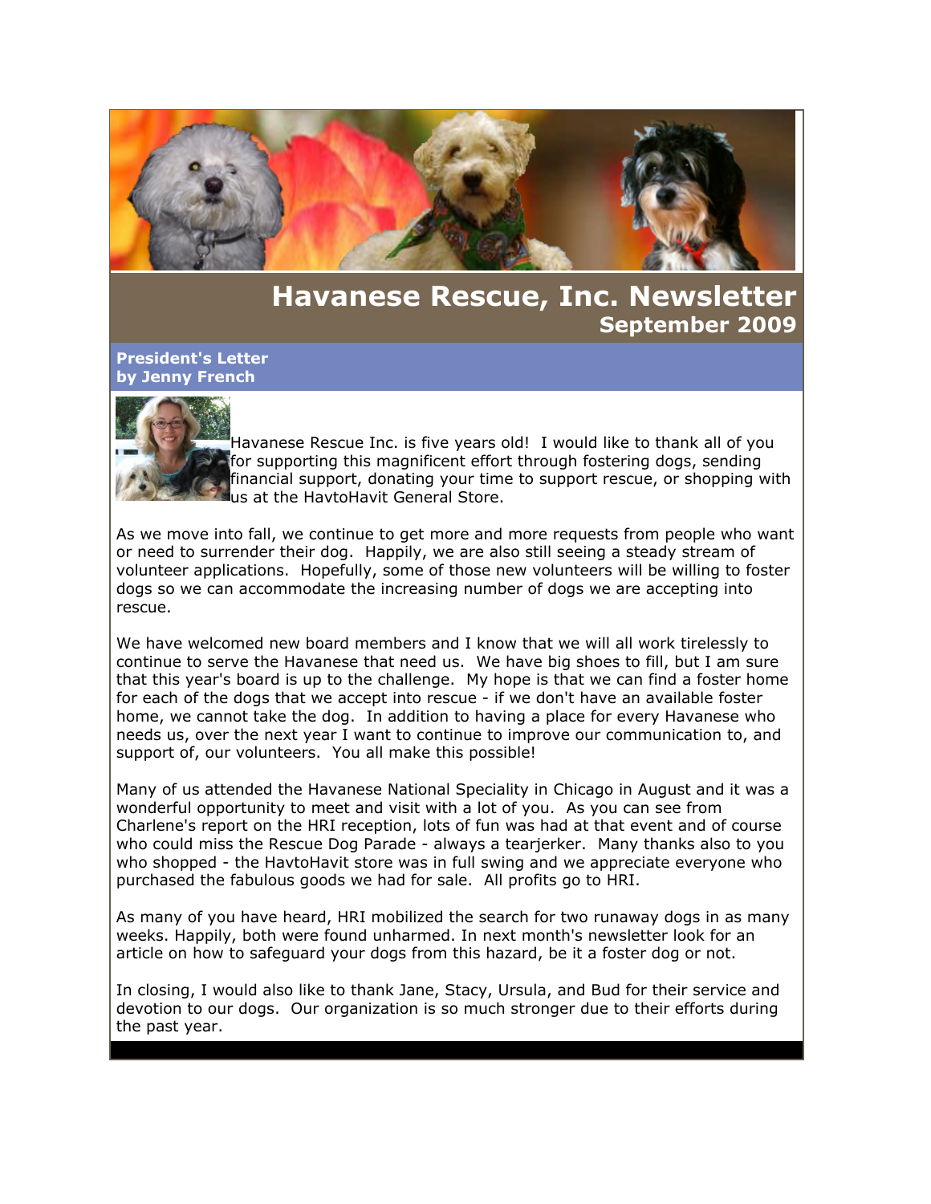# Havanese Rescue, Inc. Newsletter

## September 2009

### President's Letter
### by Jenny French

Havanese Rescue Inc. is five years old! I would like to thank all of you for supporting this magnificent effort through fostering dogs, sending financial support, donating your time to support rescue, or shopping with us at the HavtoHavit General Store.

As we move into fall, we continue to get more and more requests from people who want or need to surrender their dog. Happily, we are also still seeing a steady stream of volunteer applications. Hopefully, some of those new volunteers will be willing to foster dogs so we can accommodate the increasing number of dogs we are accepting into rescue.

We have welcomed new board members and I know that we will all work tirelessly to continue to serve the Havanese that need us. We have big shoes to fill, but I am sure that this year's board is up to the challenge. My hope is that we can find a foster home for each of the dogs that we accept into rescue - if we don't have an available foster home, we cannot take the dog. In addition to having a place for every Havanese who needs us, over the next year I want to continue to improve our communication to, and support of, our volunteers. You all make this possible!

Many of us attended the Havanese National Speciality in Chicago in August and it was a wonderful opportunity to meet and visit with a lot of you. As you can see from Charlene's report on the HRI reception, lots of fun was had at that event and of course who could miss the Rescue Dog Parade - always a tearjerker. Many thanks also to you who shopped - the HavtoHavit store was in full swing and we appreciate everyone who purchased the fabulous goods we had for sale. All profits go to HRI.

As many of you have heard, HRI mobilized the search for two runaway dogs in as many weeks. Happily, both were found unharmed. In next month's newsletter look for an article on how to safeguard your dogs from this hazard, be it a foster dog or not.

In closing, I would also like to thank Jane, Stacy, Ursula, and Bud for their service and devotion to our dogs. Our organization is so much stronger due to their efforts during the past year.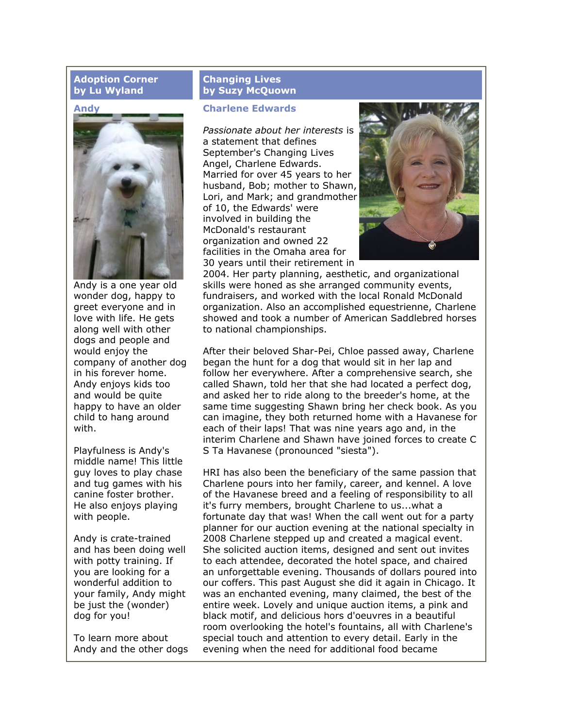## Adoption Corner
### by Lu Wyland

**Andy**

Andy is a one year old wonder dog, happy to greet everyone and in love with life. He gets along well with other dogs and people and would enjoy the company of another dog in his forever home. Andy enjoys kids too and would be quite happy to have an older child to hang around with.

Playfulness is Andy's middle name! This little guy loves to play chase and tug games with his canine foster brother. He also enjoys playing with people.

Andy is crate-trained and has been doing well with potty training. If you are looking for a wonderful addition to your family, Andy might be just the (wonder) dog for you!

To learn more about Andy and the other dogs

## Changing Lives
### by Suzy McQuown

**Charlene Edwards**

*Passionate about her interests* is a statement that defines September's Changing Lives Angel, Charlene Edwards. Married for over 45 years to her husband, Bob; mother to Shawn, Lori, and Mark; and grandmother of 10, the Edwards' were involved in building the McDonald's restaurant organization and owned 22 facilities in the Omaha area for 30 years until their retirement in 2004. Her party planning, aesthetic, and organizational skills were honed as she arranged community events, fundraisers, and worked with the local Ronald McDonald organization. Also an accomplished equestrienne, Charlene showed and took a number of American Saddlebred horses to national championships.

After their beloved Shar-Pei, Chloe passed away, Charlene began the hunt for a dog that would sit in her lap and follow her everywhere. After a comprehensive search, she called Shawn, told her that she had located a perfect dog, and asked her to ride along to the breeder's home, at the same time suggesting Shawn bring her check book. As you can imagine, they both returned home with a Havanese for each of their laps! That was nine years ago and, in the interim Charlene and Shawn have joined forces to create C S Ta Havanese (pronounced "siesta").

HRI has also been the beneficiary of the same passion that Charlene pours into her family, career, and kennel. A love of the Havanese breed and a feeling of responsibility to all it's furry members, brought Charlene to us...what a fortunate day that was! When the call went out for a party planner for our auction evening at the national specialty in 2008 Charlene stepped up and created a magical event. She solicited auction items, designed and sent out invites to each attendee, decorated the hotel space, and chaired an unforgettable evening. Thousands of dollars poured into our coffers. This past August she did it again in Chicago. It was an enchanted evening, many claimed, the best of the entire week. Lovely and unique auction items, a pink and black motif, and delicious hors d'oeuvres in a beautiful room overlooking the hotel's fountains, all with Charlene's special touch and attention to every detail. Early in the evening when the need for additional food became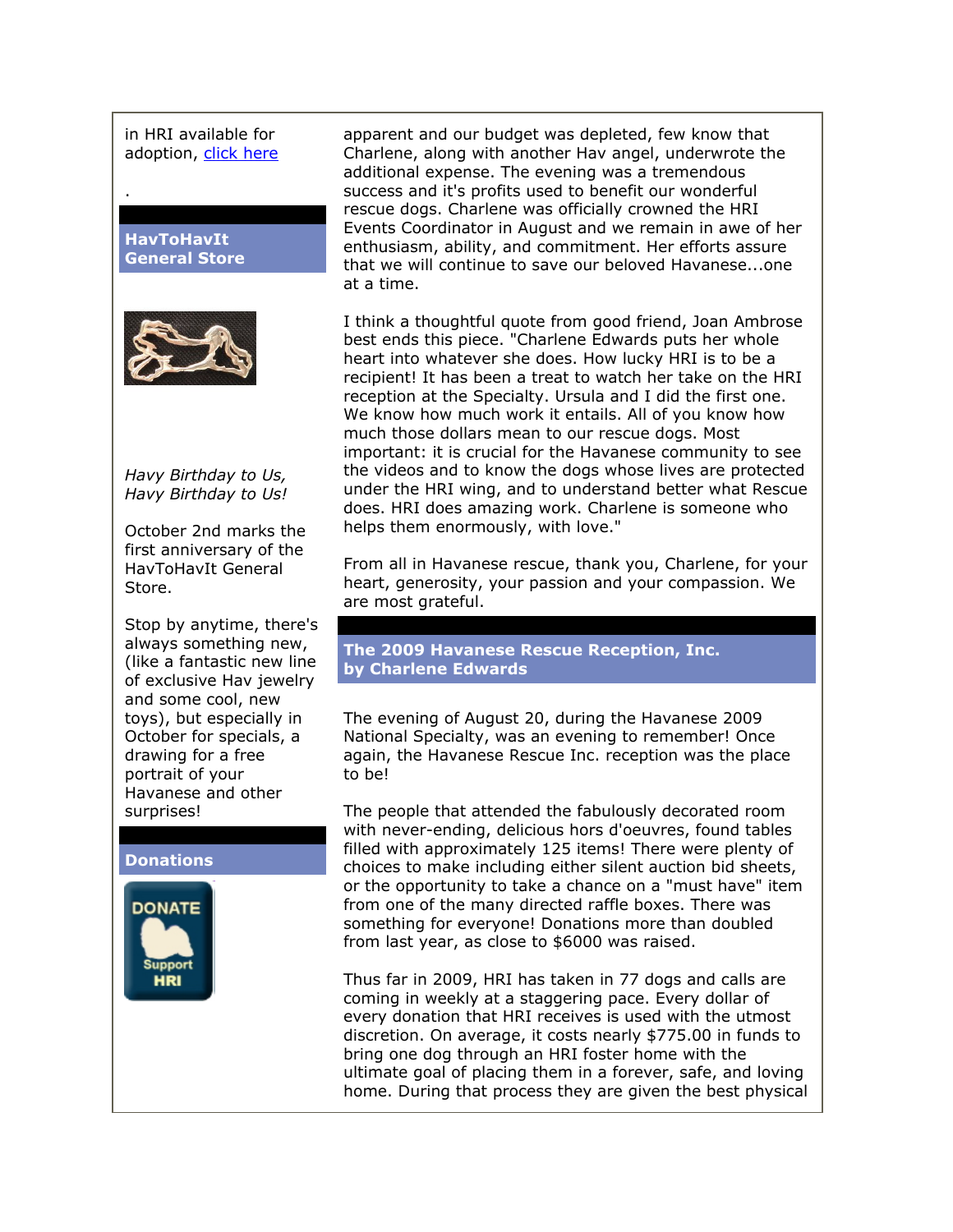in HRI available for adoption, click here

.

## HavToHavIt General Store

*Havy Birthday to Us, Havy Birthday to Us!*

October 2nd marks the first anniversary of the HavToHavIt General Store.

Stop by anytime, there's always something new, (like a fantastic new line of exclusive Hav jewelry and some cool, new toys), but especially in October for specials, a drawing for a free portrait of your Havanese and other surprises!

## Donations

apparent and our budget was depleted, few know that Charlene, along with another Hav angel, underwrote the additional expense. The evening was a tremendous success and it's profits used to benefit our wonderful rescue dogs. Charlene was officially crowned the HRI Events Coordinator in August and we remain in awe of her enthusiasm, ability, and commitment. Her efforts assure that we will continue to save our beloved Havanese...one at a time.

I think a thoughtful quote from good friend, Joan Ambrose best ends this piece. "Charlene Edwards puts her whole heart into whatever she does. How lucky HRI is to be a recipient! It has been a treat to watch her take on the HRI reception at the Specialty. Ursula and I did the first one. We know how much work it entails. All of you know how much those dollars mean to our rescue dogs. Most important: it is crucial for the Havanese community to see the videos and to know the dogs whose lives are protected under the HRI wing, and to understand better what Rescue does. HRI does amazing work. Charlene is someone who helps them enormously, with love."

From all in Havanese rescue, thank you, Charlene, for your heart, generosity, your passion and your compassion. We are most grateful.

## The 2009 Havanese Rescue Reception, Inc. by Charlene Edwards

The evening of August 20, during the Havanese 2009 National Specialty, was an evening to remember! Once again, the Havanese Rescue Inc. reception was the place to be!

The people that attended the fabulously decorated room with never-ending, delicious hors d'oeuvres, found tables filled with approximately 125 items! There were plenty of choices to make including either silent auction bid sheets, or the opportunity to take a chance on a "must have" item from one of the many directed raffle boxes. There was something for everyone! Donations more than doubled from last year, as close to $6000 was raised.

Thus far in 2009, HRI has taken in 77 dogs and calls are coming in weekly at a staggering pace. Every dollar of every donation that HRI receives is used with the utmost discretion. On average, it costs nearly $775.00 in funds to bring one dog through an HRI foster home with the ultimate goal of placing them in a forever, safe, and loving home. During that process they are given the best physical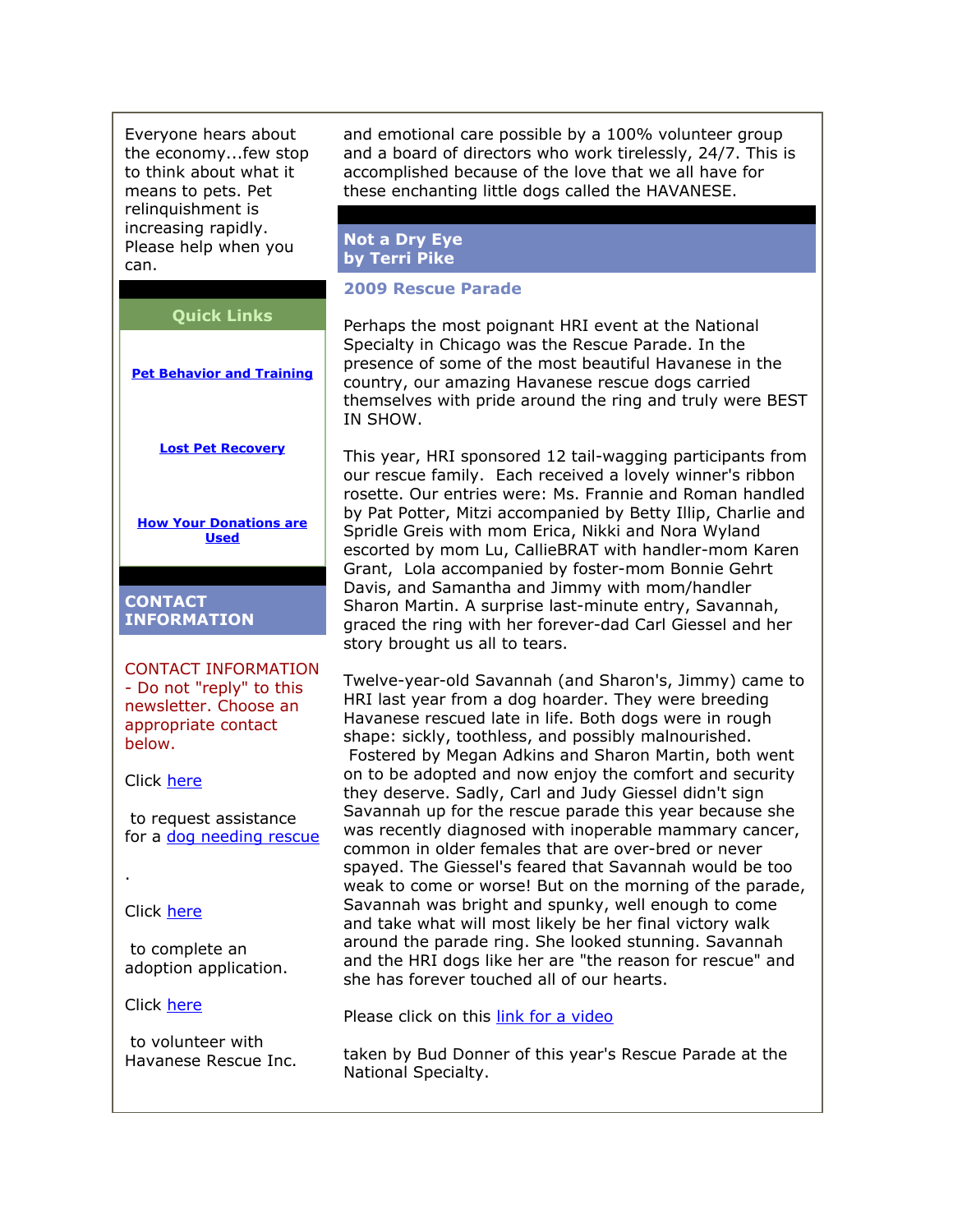Everyone hears about the economy...few stop to think about what it means to pets. Pet relinquishment is increasing rapidly. Please help when you can.

## Quick Links

**[Pet Behavior and Training]()**

**[Lost Pet Recovery]()**

**[How Your Donations are Used]()**

## CONTACT INFORMATION

CONTACT INFORMATION - Do not "reply" to this newsletter. Choose an appropriate contact below.

Click [here]()

to request assistance for a [dog needing rescue]()

.

Click [here]()

to complete an adoption application.

Click [here]()

to volunteer with Havanese Rescue Inc.

and emotional care possible by a 100% volunteer group and a board of directors who work tirelessly, 24/7. This is accomplished because of the love that we all have for these enchanting little dogs called the HAVANESE.

## Not a Dry Eye
## by Terri Pike

### 2009 Rescue Parade

Perhaps the most poignant HRI event at the National Specialty in Chicago was the Rescue Parade. In the presence of some of the most beautiful Havanese in the country, our amazing Havanese rescue dogs carried themselves with pride around the ring and truly were BEST IN SHOW.

This year, HRI sponsored 12 tail-wagging participants from our rescue family. Each received a lovely winner's ribbon rosette. Our entries were: Ms. Frannie and Roman handled by Pat Potter, Mitzi accompanied by Betty Illip, Charlie and Spridle Greis with mom Erica, Nikki and Nora Wyland escorted by mom Lu, CallieBRAT with handler-mom Karen Grant, Lola accompanied by foster-mom Bonnie Gehrt Davis, and Samantha and Jimmy with mom/handler Sharon Martin. A surprise last-minute entry, Savannah, graced the ring with her forever-dad Carl Giessel and her story brought us all to tears.

Twelve-year-old Savannah (and Sharon's, Jimmy) came to HRI last year from a dog hoarder. They were breeding Havanese rescued late in life. Both dogs were in rough shape: sickly, toothless, and possibly malnourished. Fostered by Megan Adkins and Sharon Martin, both went on to be adopted and now enjoy the comfort and security they deserve. Sadly, Carl and Judy Giessel didn't sign Savannah up for the rescue parade this year because she was recently diagnosed with inoperable mammary cancer, common in older females that are over-bred or never spayed. The Giessel's feared that Savannah would be too weak to come or worse! But on the morning of the parade, Savannah was bright and spunky, well enough to come and take what will most likely be her final victory walk around the parade ring. She looked stunning. Savannah and the HRI dogs like her are "the reason for rescue" and she has forever touched all of our hearts.

Please click on this [link for a video]()

taken by Bud Donner of this year's Rescue Parade at the National Specialty.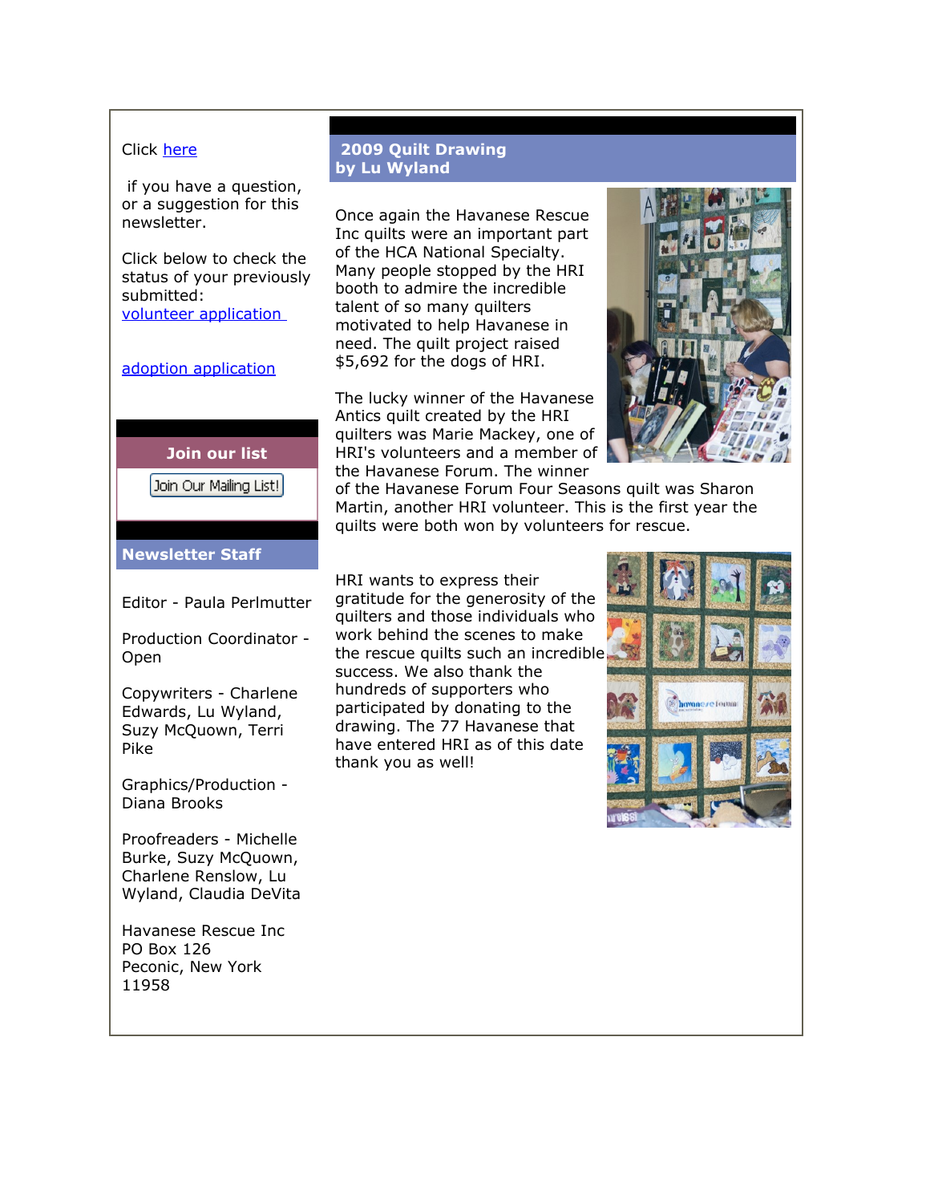Click here

if you have a question, or a suggestion for this newsletter.

Click below to check the status of your previously submitted:
volunteer application

adoption application

**Join our list**

Join Our Mailing List!

**Newsletter Staff**

Editor - Paula Perlmutter

Production Coordinator - Open

Copywriters - Charlene Edwards, Lu Wyland, Suzy McQuown, Terri Pike

Graphics/Production - Diana Brooks

Proofreaders - Michelle Burke, Suzy McQuown, Charlene Renslow, Lu Wyland, Claudia DeVita

Havanese Rescue Inc
PO Box 126
Peconic, New York
11958

## 2009 Quilt Drawing
## by Lu Wyland

Once again the Havanese Rescue Inc quilts were an important part of the HCA National Specialty. Many people stopped by the HRI booth to admire the incredible talent of so many quilters motivated to help Havanese in need. The quilt project raised $5,692 for the dogs of HRI.

The lucky winner of the Havanese Antics quilt created by the HRI quilters was Marie Mackey, one of HRI's volunteers and a member of the Havanese Forum. The winner of the Havanese Forum Four Seasons quilt was Sharon Martin, another HRI volunteer. This is the first year the quilts were both won by volunteers for rescue.

HRI wants to express their gratitude for the generosity of the quilters and those individuals who work behind the scenes to make the rescue quilts such an incredible success. We also thank the hundreds of supporters who participated by donating to the drawing. The 77 Havanese that have entered HRI as of this date thank you as well!